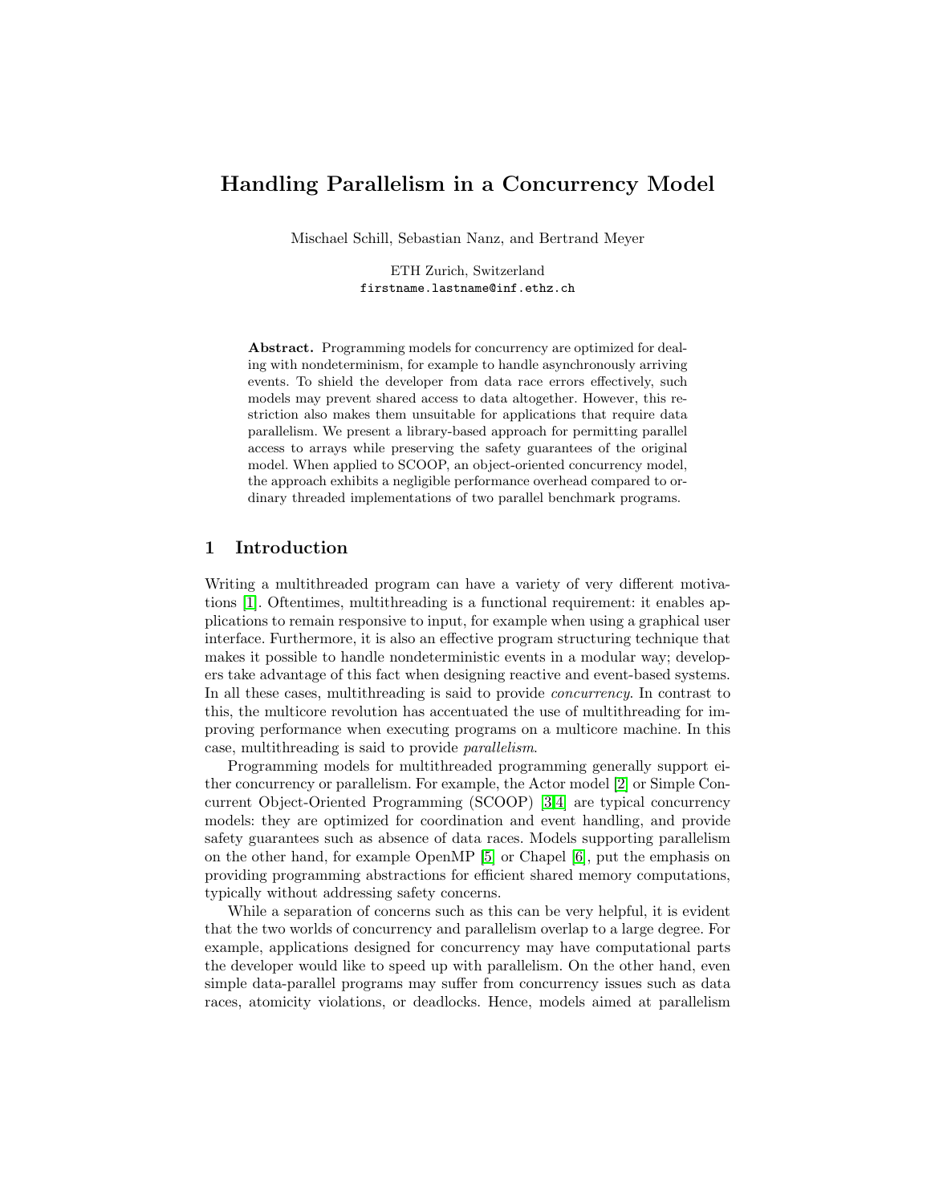# Handling Parallelism in a Concurrency Model

Mischael Schill, Sebastian Nanz, and Bertrand Meyer

ETH Zurich, Switzerland
firstname.lastname@inf.ethz.ch

**Abstract.** Programming models for concurrency are optimized for dealing with nondeterminism, for example to handle asynchronously arriving events. To shield the developer from data race errors effectively, such models may prevent shared access to data altogether. However, this restriction also makes them unsuitable for applications that require data parallelism. We present a library-based approach for permitting parallel access to arrays while preserving the safety guarantees of the original model. When applied to SCOOP, an object-oriented concurrency model, the approach exhibits a negligible performance overhead compared to ordinary threaded implementations of two parallel benchmark programs.

## 1 Introduction

Writing a multithreaded program can have a variety of very different motivations [1]. Oftentimes, multithreading is a functional requirement: it enables applications to remain responsive to input, for example when using a graphical user interface. Furthermore, it is also an effective program structuring technique that makes it possible to handle nondeterministic events in a modular way; developers take advantage of this fact when designing reactive and event-based systems. In all these cases, multithreading is said to provide *concurrency*. In contrast to this, the multicore revolution has accentuated the use of multithreading for improving performance when executing programs on a multicore machine. In this case, multithreading is said to provide *parallelism*.

Programming models for multithreaded programming generally support either concurrency or parallelism. For example, the Actor model [2] or Simple Concurrent Object-Oriented Programming (SCOOP) [3,4] are typical concurrency models: they are optimized for coordination and event handling, and provide safety guarantees such as absence of data races. Models supporting parallelism on the other hand, for example OpenMP [5] or Chapel [6], put the emphasis on providing programming abstractions for efficient shared memory computations, typically without addressing safety concerns.

While a separation of concerns such as this can be very helpful, it is evident that the two worlds of concurrency and parallelism overlap to a large degree. For example, applications designed for concurrency may have computational parts the developer would like to speed up with parallelism. On the other hand, even simple data-parallel programs may suffer from concurrency issues such as data races, atomicity violations, or deadlocks. Hence, models aimed at parallelism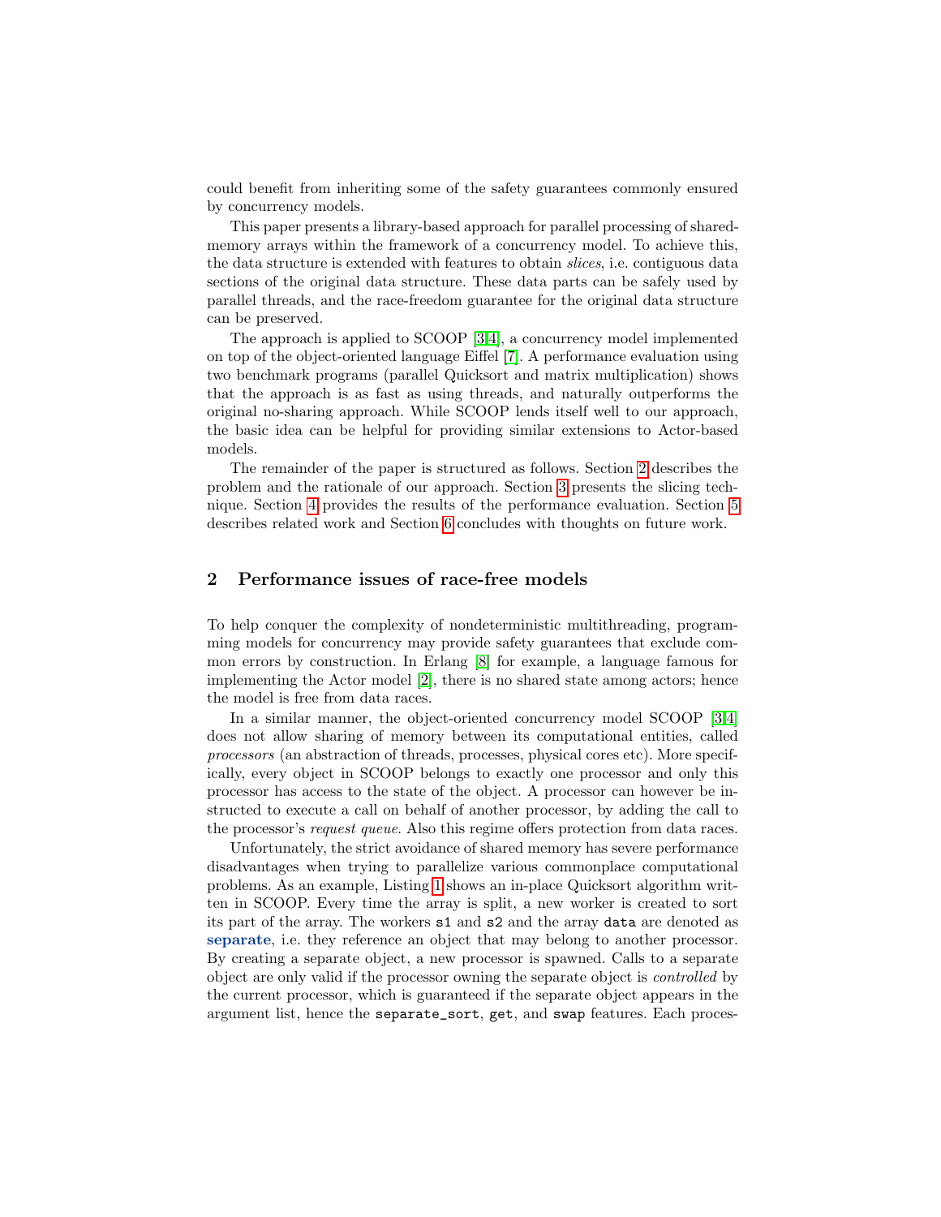could benefit from inheriting some of the safety guarantees commonly ensured by concurrency models.

This paper presents a library-based approach for parallel processing of shared-memory arrays within the framework of a concurrency model. To achieve this, the data structure is extended with features to obtain *slices*, i.e. contiguous data sections of the original data structure. These data parts can be safely used by parallel threads, and the race-freedom guarantee for the original data structure can be preserved.

The approach is applied to SCOOP [3,4], a concurrency model implemented on top of the object-oriented language Eiffel [7]. A performance evaluation using two benchmark programs (parallel Quicksort and matrix multiplication) shows that the approach is as fast as using threads, and naturally outperforms the original no-sharing approach. While SCOOP lends itself well to our approach, the basic idea can be helpful for providing similar extensions to Actor-based models.

The remainder of the paper is structured as follows. Section 2 describes the problem and the rationale of our approach. Section 3 presents the slicing technique. Section 4 provides the results of the performance evaluation. Section 5 describes related work and Section 6 concludes with thoughts on future work.

## 2 Performance issues of race-free models

To help conquer the complexity of nondeterministic multithreading, programming models for concurrency may provide safety guarantees that exclude common errors by construction. In Erlang [8] for example, a language famous for implementing the Actor model [2], there is no shared state among actors; hence the model is free from data races.

In a similar manner, the object-oriented concurrency model SCOOP [3,4] does not allow sharing of memory between its computational entities, called *processors* (an abstraction of threads, processes, physical cores etc). More specifically, every object in SCOOP belongs to exactly one processor and only this processor has access to the state of the object. A processor can however be instructed to execute a call on behalf of another processor, by adding the call to the processor's *request queue*. Also this regime offers protection from data races.

Unfortunately, the strict avoidance of shared memory has severe performance disadvantages when trying to parallelize various commonplace computational problems. As an example, Listing 1 shows an in-place Quicksort algorithm written in SCOOP. Every time the array is split, a new worker is created to sort its part of the array. The workers `s1` and `s2` and the array `data` are denoted as **separate**, i.e. they reference an object that may belong to another processor. By creating a separate object, a new processor is spawned. Calls to a separate object are only valid if the processor owning the separate object is *controlled* by the current processor, which is guaranteed if the separate object appears in the argument list, hence the `separate_sort`, `get`, and `swap` features. Each proces-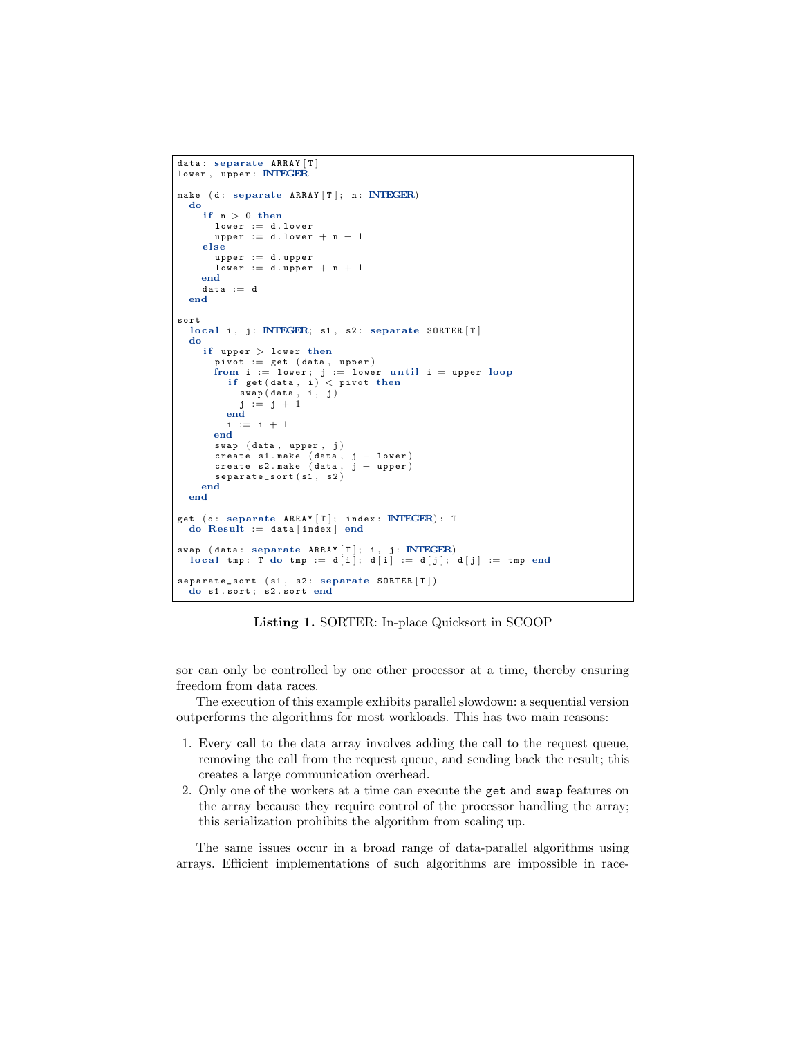```
data: separate ARRAY[T]
lower, upper: INTEGER

make (d: separate ARRAY[T]; n: INTEGER)
  do
    if n > 0 then
      lower := d.lower
      upper := d.lower + n - 1
    else
      upper := d.upper
      lower := d.upper + n + 1
    end
    data := d
  end

sort
  local i, j: INTEGER; s1, s2: separate SORTER[T]
  do
    if upper > lower then
      pivot := get (data, upper)
      from i := lower; j := lower until i = upper loop
        if get(data, i) < pivot then
          swap(data, i, j)
          j := j + 1
        end
        i := i + 1
      end
      swap (data, upper, j)
      create s1.make (data, j - lower)
      create s2.make (data, j - upper)
      separate_sort(s1, s2)
    end
  end

get (d: separate ARRAY[T]; index: INTEGER): T
  do Result := data[index] end

swap (data: separate ARRAY[T]; i, j: INTEGER)
  local tmp: T do tmp := d[i]; d[i] := d[j]; d[j] := tmp end

separate_sort (s1, s2: separate SORTER[T])
  do s1.sort; s2.sort end
```

**Listing 1.** SORTER: In-place Quicksort in SCOOP

sor can only be controlled by one other processor at a time, thereby ensuring freedom from data races.

The execution of this example exhibits parallel slowdown: a sequential version outperforms the algorithms for most workloads. This has two main reasons:

1. Every call to the data array involves adding the call to the request queue, removing the call from the request queue, and sending back the result; this creates a large communication overhead.
2. Only one of the workers at a time can execute the `get` and `swap` features on the array because they require control of the processor handling the array; this serialization prohibits the algorithm from scaling up.

The same issues occur in a broad range of data-parallel algorithms using arrays. Efficient implementations of such algorithms are impossible in race-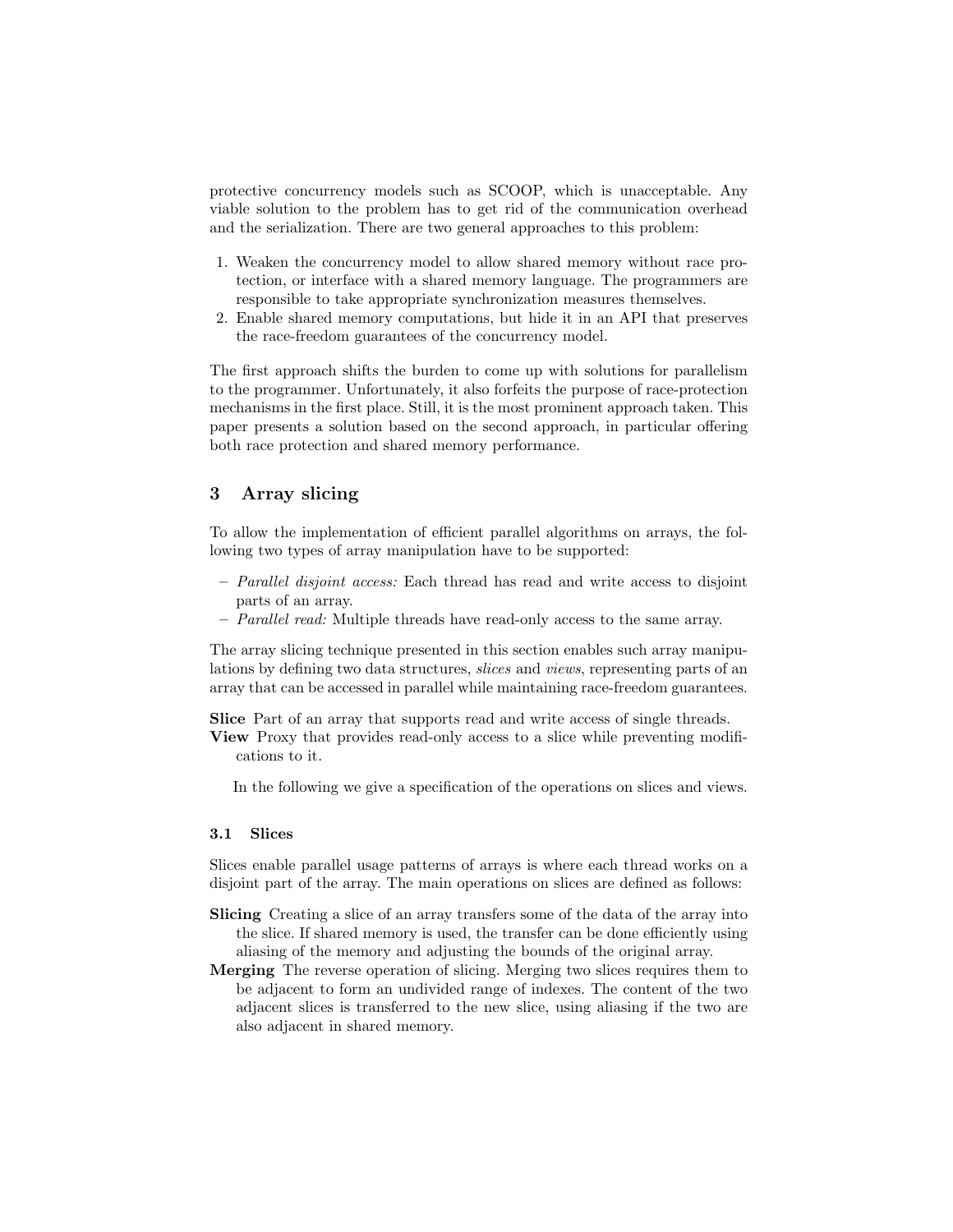protective concurrency models such as SCOOP, which is unacceptable. Any viable solution to the problem has to get rid of the communication overhead and the serialization. There are two general approaches to this problem:

1. Weaken the concurrency model to allow shared memory without race protection, or interface with a shared memory language. The programmers are responsible to take appropriate synchronization measures themselves.
2. Enable shared memory computations, but hide it in an API that preserves the race-freedom guarantees of the concurrency model.

The first approach shifts the burden to come up with solutions for parallelism to the programmer. Unfortunately, it also forfeits the purpose of race-protection mechanisms in the first place. Still, it is the most prominent approach taken. This paper presents a solution based on the second approach, in particular offering both race protection and shared memory performance.

## 3 Array slicing

To allow the implementation of efficient parallel algorithms on arrays, the following two types of array manipulation have to be supported:

- *Parallel disjoint access:* Each thread has read and write access to disjoint parts of an array.
- *Parallel read:* Multiple threads have read-only access to the same array.

The array slicing technique presented in this section enables such array manipulations by defining two data structures, *slices* and *views*, representing parts of an array that can be accessed in parallel while maintaining race-freedom guarantees.

**Slice** Part of an array that supports read and write access of single threads.

**View** Proxy that provides read-only access to a slice while preventing modifications to it.

In the following we give a specification of the operations on slices and views.

### 3.1 Slices

Slices enable parallel usage patterns of arrays is where each thread works on a disjoint part of the array. The main operations on slices are defined as follows:

**Slicing** Creating a slice of an array transfers some of the data of the array into the slice. If shared memory is used, the transfer can be done efficiently using aliasing of the memory and adjusting the bounds of the original array.

**Merging** The reverse operation of slicing. Merging two slices requires them to be adjacent to form an undivided range of indexes. The content of the two adjacent slices is transferred to the new slice, using aliasing if the two are also adjacent in shared memory.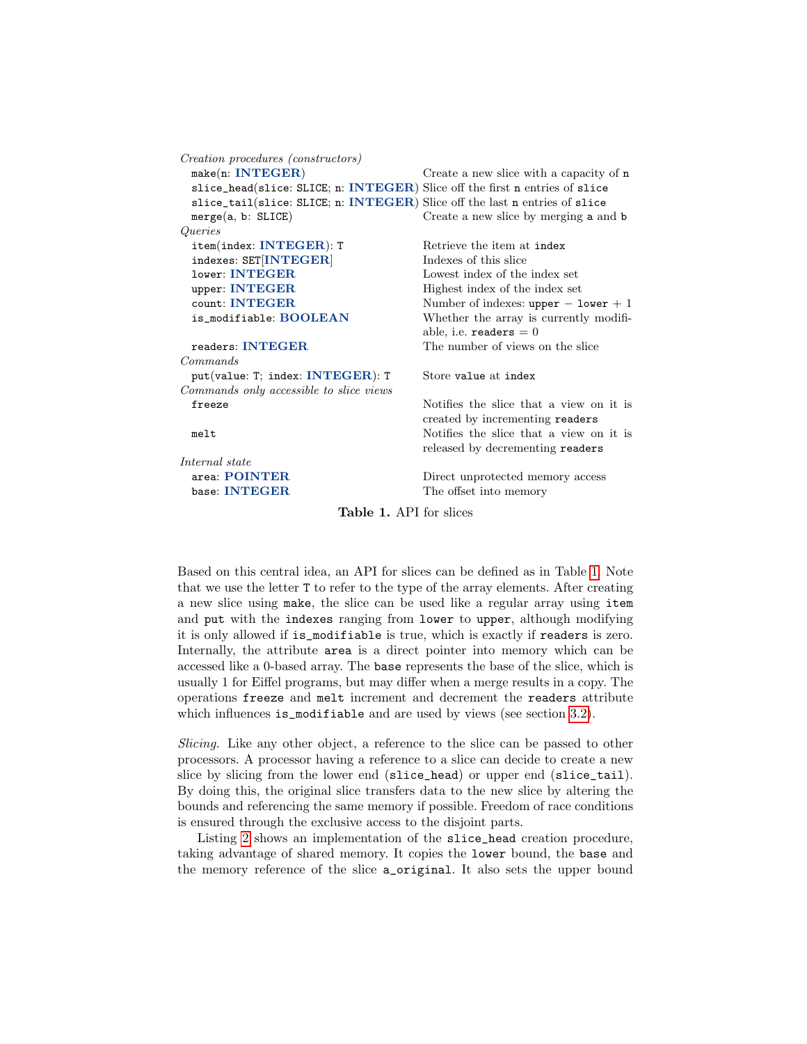| | |
|---|---|
| *Creation procedures (constructors)* | |
| `make(n: INTEGER)` | Create a new slice with a capacity of `n` |
| `slice_head(slice: SLICE; n: INTEGER)` | Slice off the first `n` entries of `slice` |
| `slice_tail(slice: SLICE; n: INTEGER)` | Slice off the last `n` entries of `slice` |
| `merge(a, b: SLICE)` | Create a new slice by merging `a` and `b` |
| *Queries* | |
| `item(index: INTEGER): T` | Retrieve the item at `index` |
| `indexes: SET[INTEGER]` | Indexes of this slice |
| `lower: INTEGER` | Lowest index of the index set |
| `upper: INTEGER` | Highest index of the index set |
| `count: INTEGER` | Number of indexes: `upper` − `lower` + 1 |
| `is_modifiable: BOOLEAN` | Whether the array is currently modifiable, i.e. `readers` = 0 |
| `readers: INTEGER` | The number of views on the slice |
| *Commands* | |
| `put(value: T; index: INTEGER): T` | Store `value` at `index` |
| *Commands only accessible to slice views* | |
| `freeze` | Notifies the slice that a view on it is created by incrementing `readers` |
| `melt` | Notifies the slice that a view on it is released by decrementing `readers` |
| *Internal state* | |
| `area: POINTER` | Direct unprotected memory access |
| `base: INTEGER` | The offset into memory |

**Table 1.** API for slices

Based on this central idea, an API for slices can be defined as in Table 1. Note that we use the letter `T` to refer to the type of the array elements. After creating a new slice using `make`, the slice can be used like a regular array using `item` and `put` with the `indexes` ranging from `lower` to `upper`, although modifying it is only allowed if `is_modifiable` is true, which is exactly if `readers` is zero. Internally, the attribute `area` is a direct pointer into memory which can be accessed like a 0-based array. The `base` represents the base of the slice, which is usually 1 for Eiffel programs, but may differ when a merge results in a copy. The operations `freeze` and `melt` increment and decrement the `readers` attribute which influences `is_modifiable` and are used by views (see section 3.2).

*Slicing.* Like any other object, a reference to the slice can be passed to other processors. A processor having a reference to a slice can decide to create a new slice by slicing from the lower end (`slice_head`) or upper end (`slice_tail`). By doing this, the original slice transfers data to the new slice by altering the bounds and referencing the same memory if possible. Freedom of race conditions is ensured through the exclusive access to the disjoint parts.

Listing 2 shows an implementation of the `slice_head` creation procedure, taking advantage of shared memory. It copies the `lower` bound, the `base` and the memory reference of the slice `a_original`. It also sets the upper bound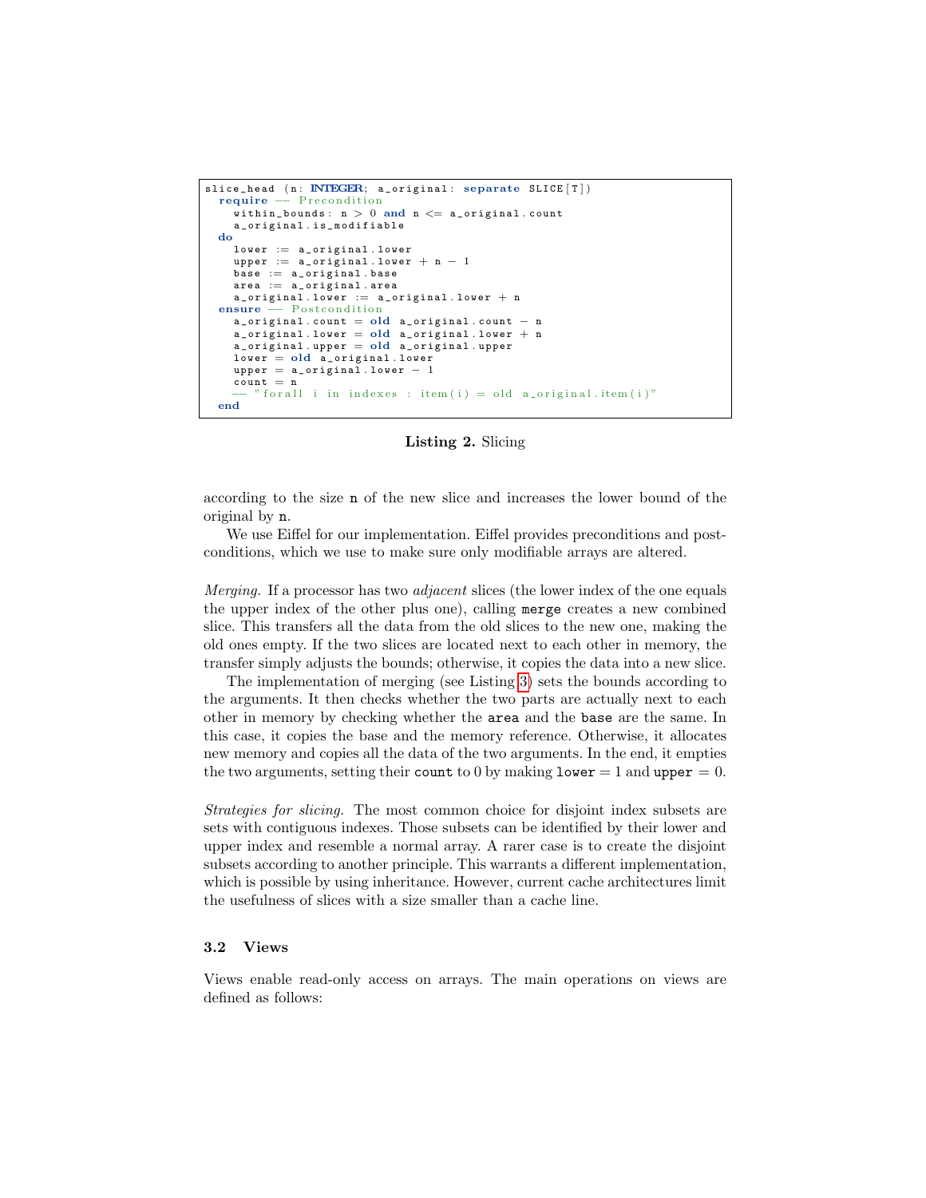```
slice_head (n: INTEGER; a_original: separate SLICE[T])
  require -- Precondition
    within_bounds: n > 0 and n <= a_original.count
    a_original.is_modifiable
  do
    lower := a_original.lower
    upper := a_original.lower + n - 1
    base := a_original.base
    area := a_original.area
    a_original.lower := a_original.lower + n
  ensure -- Postcondition
    a_original.count = old a_original.count - n
    a_original.lower = old a_original.lower + n
    a_original.upper = old a_original.upper
    lower = old a_original.lower
    upper = a_original.lower - 1
    count = n
    -- "forall i in indexes : item(i) = old a_original.item(i)"
  end
```

**Listing 2.** Slicing

according to the size `n` of the new slice and increases the lower bound of the original by `n`.

We use Eiffel for our implementation. Eiffel provides preconditions and postconditions, which we use to make sure only modifiable arrays are altered.

*Merging.* If a processor has two *adjacent* slices (the lower index of the one equals the upper index of the other plus one), calling `merge` creates a new combined slice. This transfers all the data from the old slices to the new one, making the old ones empty. If the two slices are located next to each other in memory, the transfer simply adjusts the bounds; otherwise, it copies the data into a new slice.

The implementation of merging (see Listing 3) sets the bounds according to the arguments. It then checks whether the two parts are actually next to each other in memory by checking whether the `area` and the `base` are the same. In this case, it copies the base and the memory reference. Otherwise, it allocates new memory and copies all the data of the two arguments. In the end, it empties the two arguments, setting their `count` to 0 by making `lower` = 1 and `upper` = 0.

*Strategies for slicing.* The most common choice for disjoint index subsets are sets with contiguous indexes. Those subsets can be identified by their lower and upper index and resemble a normal array. A rarer case is to create the disjoint subsets according to another principle. This warrants a different implementation, which is possible by using inheritance. However, current cache architectures limit the usefulness of slices with a size smaller than a cache line.

### 3.2 Views

Views enable read-only access on arrays. The main operations on views are defined as follows: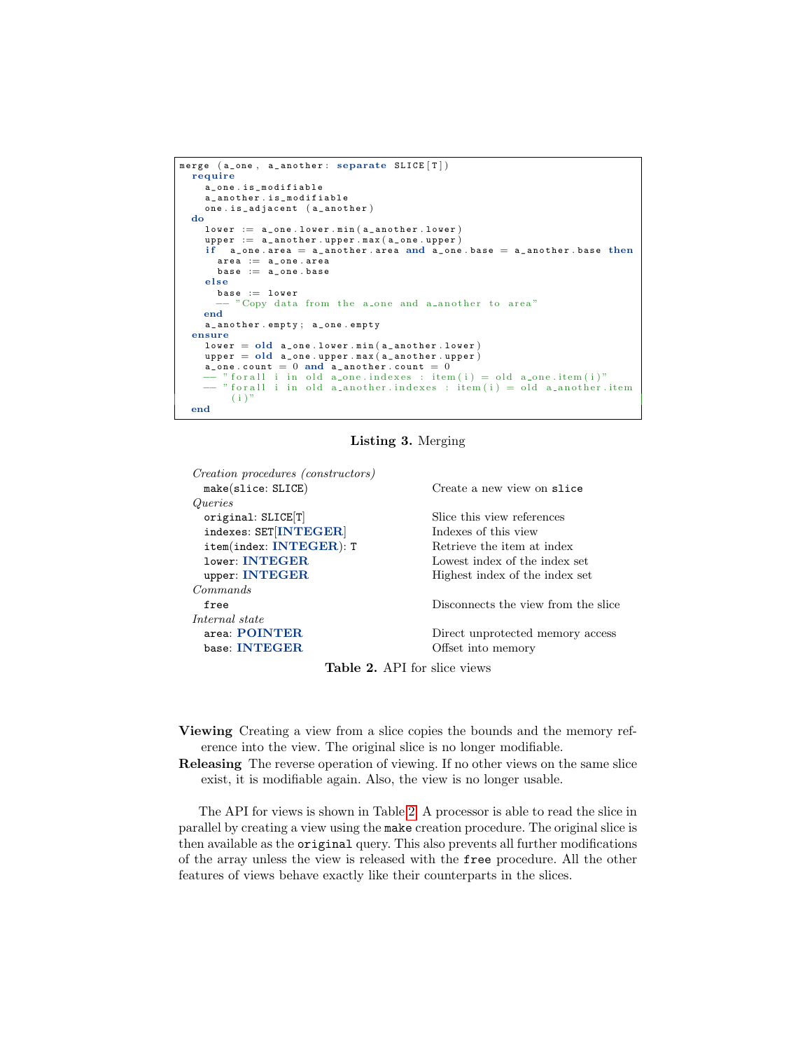```
merge (a_one, a_another: separate SLICE[T])
  require
    a_one.is_modifiable
    a_another.is_modifiable
    one.is_adjacent (a_another)
  do
    lower := a_one.lower.min(a_another.lower)
    upper := a_another.upper.max(a_one.upper)
    if  a_one.area = a_another.area and a_one.base = a_another.base then
      area := a_one.area
      base := a_one.base
    else
      base := lower
      -- "Copy data from the a_one and a_another to area"
    end
    a_another.empty; a_one.empty
  ensure
    lower = old a_one.lower.min(a_another.lower)
    upper = old a_one.upper.max(a_another.upper)
    a_one.count = 0 and a_another.count = 0
    -- "forall i in old a_one.indexes : item(i) = old a_one.item(i)"
    -- "forall i in old a_another.indexes : item(i) = old a_another.item
        (i)"
  end
```

**Listing 3.** Merging

| | |
|---|---|
| *Creation procedures (constructors)* | |
| `make(slice: SLICE)` | Create a new view on `slice` |
| *Queries* | |
| `original: SLICE[T]` | Slice this view references |
| `indexes: SET[`**INTEGER**`]` | Indexes of this view |
| `item(index:` **INTEGER**`): T` | Retrieve the item at index |
| `lower:` **INTEGER** | Lowest index of the index set |
| `upper:` **INTEGER** | Highest index of the index set |
| *Commands* | |
| `free` | Disconnects the view from the slice |
| *Internal state* | |
| `area:` **POINTER** | Direct unprotected memory access |
| `base:` **INTEGER** | Offset into memory |

**Table 2.** API for slice views

**Viewing** Creating a view from a slice copies the bounds and the memory reference into the view. The original slice is no longer modifiable.

**Releasing** The reverse operation of viewing. If no other views on the same slice exist, it is modifiable again. Also, the view is no longer usable.

The API for views is shown in Table 2. A processor is able to read the slice in parallel by creating a view using the `make` creation procedure. The original slice is then available as the `original` query. This also prevents all further modifications of the array unless the view is released with the `free` procedure. All the other features of views behave exactly like their counterparts in the slices.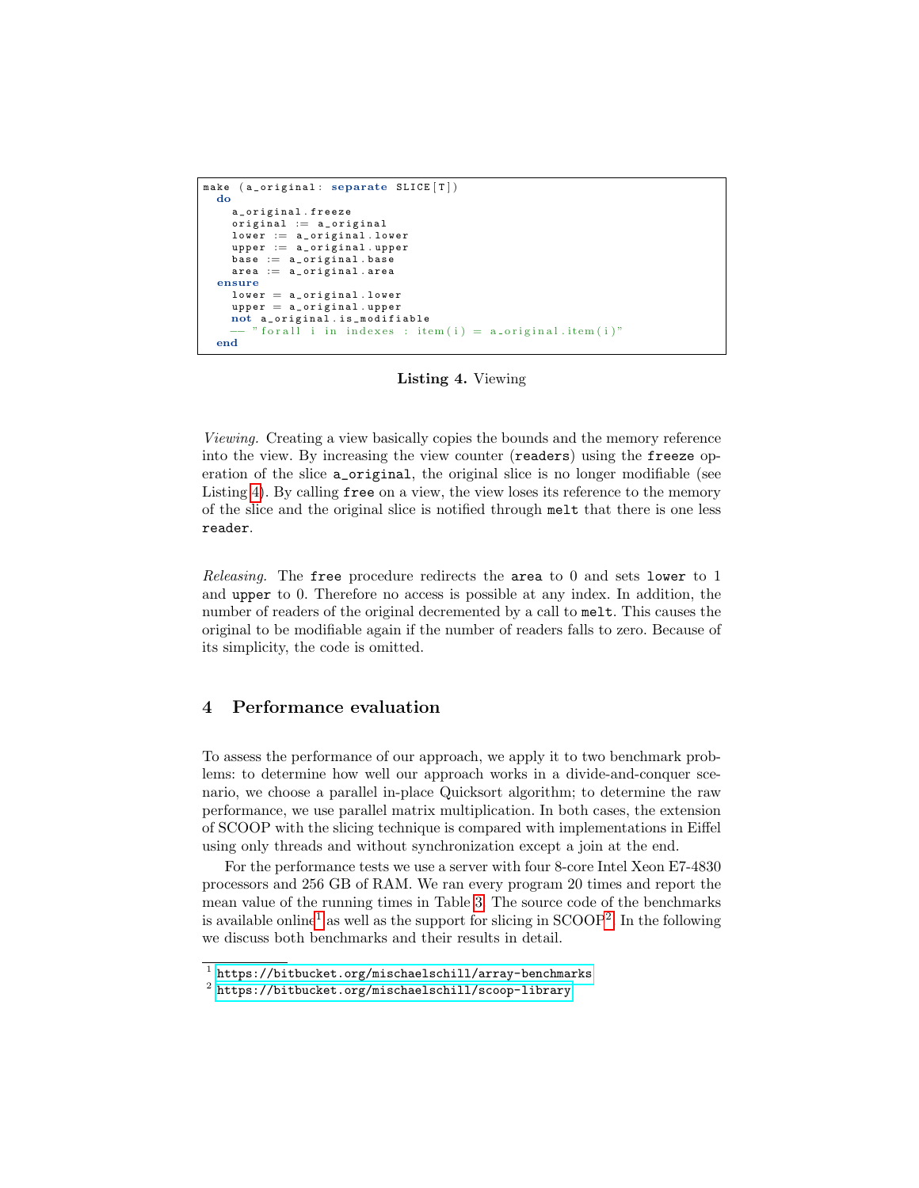```
make (a_original: separate SLICE[T])
  do
    a_original.freeze
    original := a_original
    lower := a_original.lower
    upper := a_original.upper
    base := a_original.base
    area := a_original.area
  ensure
    lower = a_original.lower
    upper = a_original.upper
    not a_original.is_modifiable
    -- "forall i in indexes : item(i) = a_original.item(i)"
  end
```

**Listing 4.** Viewing

*Viewing.* Creating a view basically copies the bounds and the memory reference into the view. By increasing the view counter (`readers`) using the `freeze` operation of the slice `a_original`, the original slice is no longer modifiable (see Listing 4). By calling `free` on a view, the view loses its reference to the memory of the slice and the original slice is notified through `melt` that there is one less `reader`.

*Releasing.* The `free` procedure redirects the `area` to 0 and sets `lower` to 1 and `upper` to 0. Therefore no access is possible at any index. In addition, the number of readers of the original decremented by a call to `melt`. This causes the original to be modifiable again if the number of readers falls to zero. Because of its simplicity, the code is omitted.

## 4 Performance evaluation

To assess the performance of our approach, we apply it to two benchmark problems: to determine how well our approach works in a divide-and-conquer scenario, we choose a parallel in-place Quicksort algorithm; to determine the raw performance, we use parallel matrix multiplication. In both cases, the extension of SCOOP with the slicing technique is compared with implementations in Eiffel using only threads and without synchronization except a join at the end.

For the performance tests we use a server with four 8-core Intel Xeon E7-4830 processors and 256 GB of RAM. We ran every program 20 times and report the mean value of the running times in Table 3. The source code of the benchmarks is available online[1] as well as the support for slicing in SCOOP[2]. In the following we discuss both benchmarks and their results in detail.

[1] https://bitbucket.org/mischaelschill/array-benchmarks

[2] https://bitbucket.org/mischaelschill/scoop-library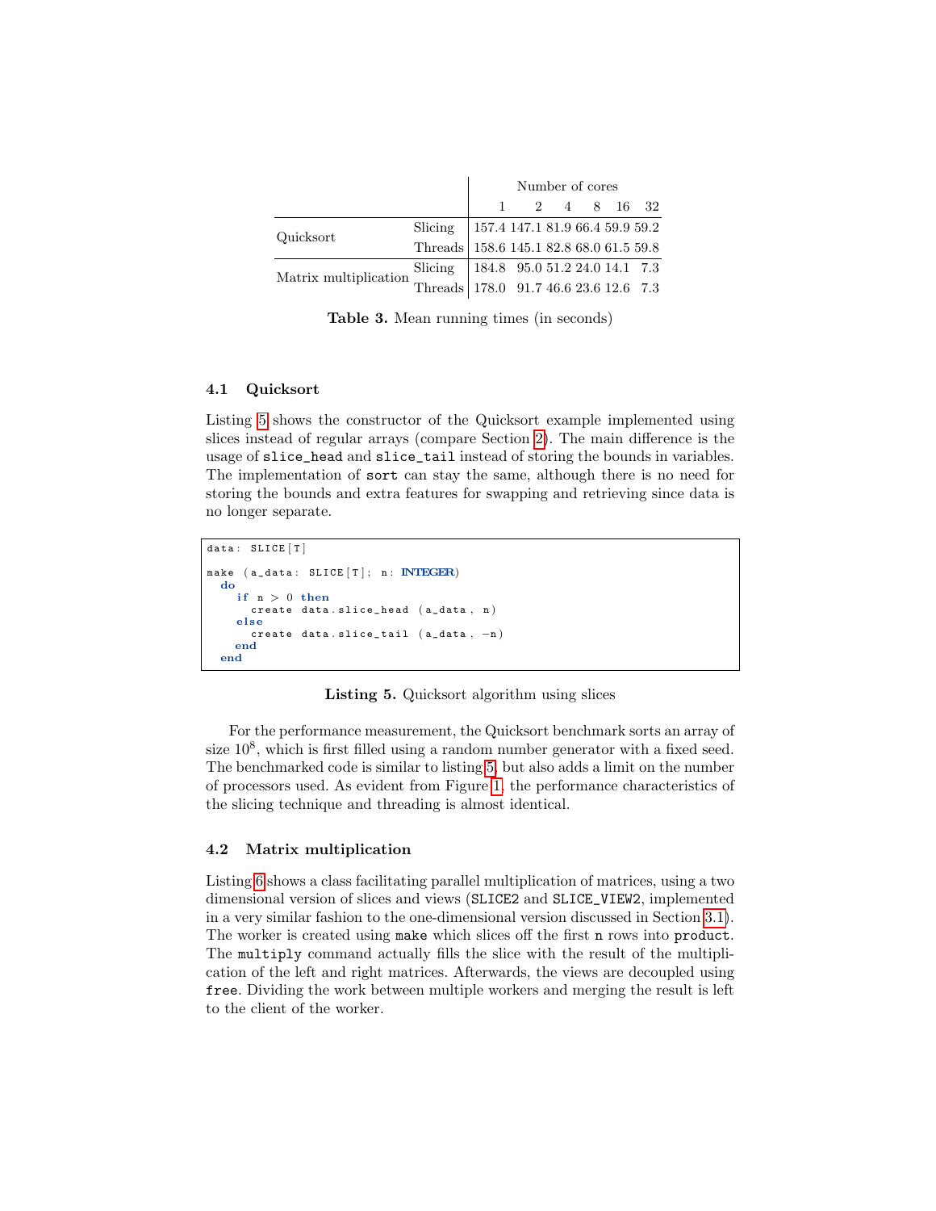| | | Number of cores | | | | | |
|---|---|---|---|---|---|---|---|
| | | 1 | 2 | 4 | 8 | 16 | 32 |
| Quicksort | Slicing | 157.4 | 147.1 | 81.9 | 66.4 | 59.9 | 59.2 |
| | Threads | 158.6 | 145.1 | 82.8 | 68.0 | 61.5 | 59.8 |
| Matrix multiplication | Slicing | 184.8 | 95.0 | 51.2 | 24.0 | 14.1 | 7.3 |
| | Threads | 178.0 | 91.7 | 46.6 | 23.6 | 12.6 | 7.3 |

**Table 3.** Mean running times (in seconds)

### 4.1 Quicksort

Listing 5 shows the constructor of the Quicksort example implemented using slices instead of regular arrays (compare Section 2). The main difference is the usage of `slice_head` and `slice_tail` instead of storing the bounds in variables. The implementation of `sort` can stay the same, although there is no need for storing the bounds and extra features for swapping and retrieving since data is no longer separate.

```
data: SLICE[T]

make (a_data: SLICE[T]; n: INTEGER)
  do
    if n > 0 then
      create data.slice_head (a_data, n)
    else
      create data.slice_tail (a_data, -n)
    end
  end
```

**Listing 5.** Quicksort algorithm using slices

For the performance measurement, the Quicksort benchmark sorts an array of size $10^8$, which is first filled using a random number generator with a fixed seed. The benchmarked code is similar to listing 5, but also adds a limit on the number of processors used. As evident from Figure 1, the performance characteristics of the slicing technique and threading is almost identical.

### 4.2 Matrix multiplication

Listing 6 shows a class facilitating parallel multiplication of matrices, using a two dimensional version of slices and views (`SLICE2` and `SLICE_VIEW2`, implemented in a very similar fashion to the one-dimensional version discussed in Section 3.1). The worker is created using `make` which slices off the first `n` rows into `product`. The `multiply` command actually fills the slice with the result of the multiplication of the left and right matrices. Afterwards, the views are decoupled using `free`. Dividing the work between multiple workers and merging the result is left to the client of the worker.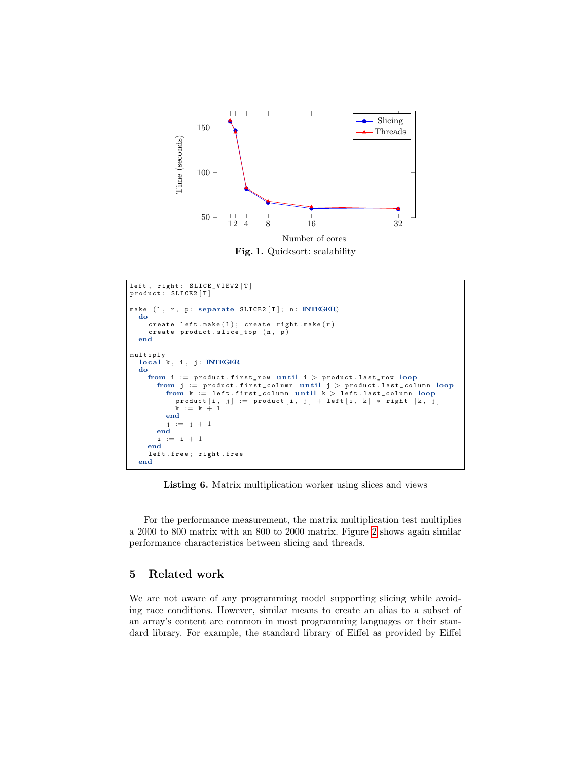Fig. 1. Quicksort: scalability

```
left, right: SLICE_VIEW2[T]
product: SLICE2[T]

make (l, r, p: separate SLICE2[T]; n: INTEGER)
  do
    create left.make(l); create right.make(r)
    create product.slice_top (n, p)
  end

multiply
  local k, i, j: INTEGER
  do
    from i := product.first_row until i > product.last_row loop
      from j := product.first_column until j > product.last_column loop
        from k := left.first_column until k > left.last_column loop
          product[i, j] := product[i, j] + left[i, k] * right [k, j]
          k := k + 1
        end
        j := j + 1
      end
      i := i + 1
    end
    left.free; right.free
  end
```

**Listing 6.** Matrix multiplication worker using slices and views

For the performance measurement, the matrix multiplication test multiplies a 2000 to 800 matrix with an 800 to 2000 matrix. Figure 2 shows again similar performance characteristics between slicing and threads.

## 5 Related work

We are not aware of any programming model supporting slicing while avoiding race conditions. However, similar means to create an alias to a subset of an array's content are common in most programming languages or their standard library. For example, the standard library of Eiffel as provided by Eiffel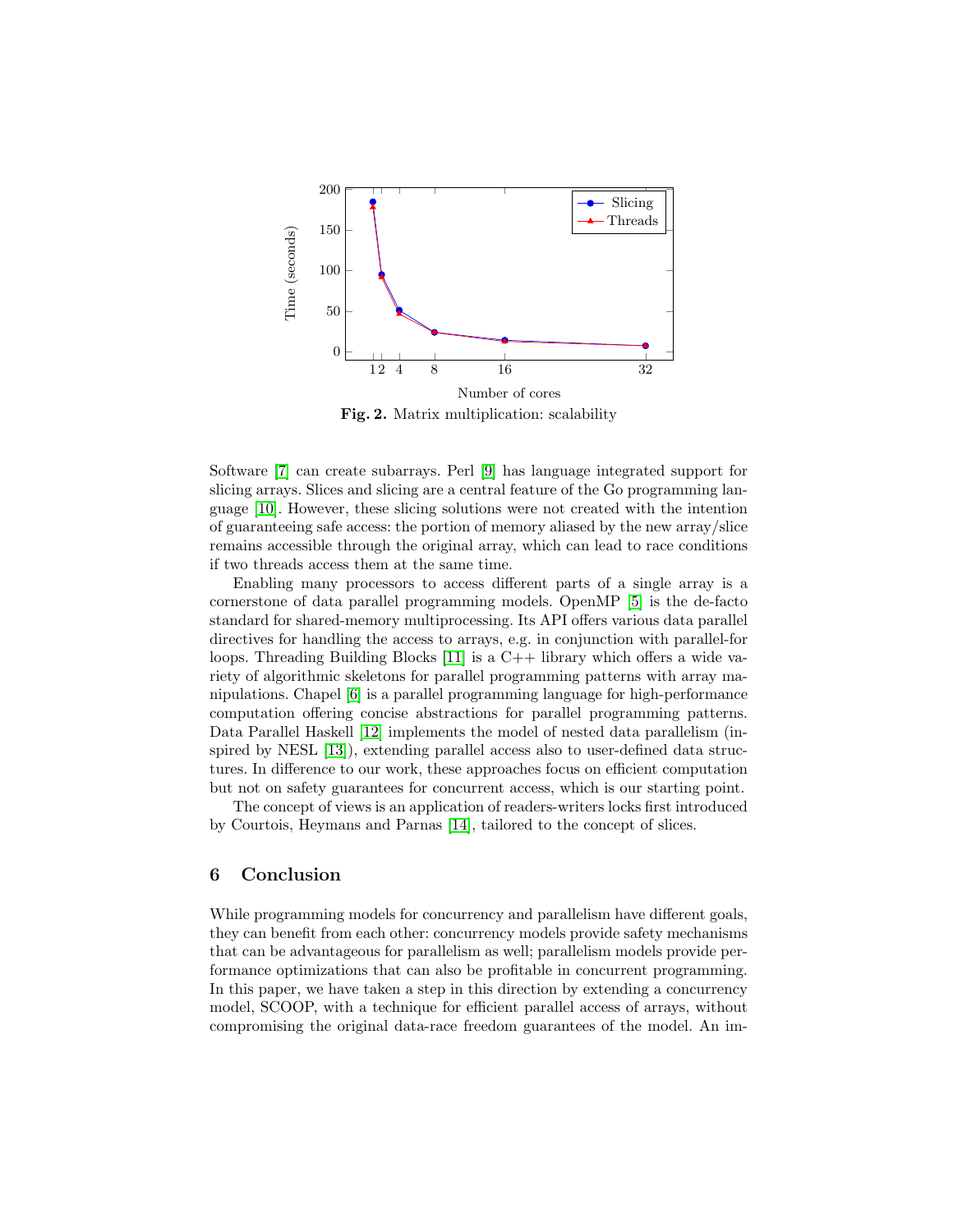**Fig. 2.** Matrix multiplication: scalability

Software [7] can create subarrays. Perl [9] has language integrated support for slicing arrays. Slices and slicing are a central feature of the Go programming language [10]. However, these slicing solutions were not created with the intention of guaranteeing safe access: the portion of memory aliased by the new array/slice remains accessible through the original array, which can lead to race conditions if two threads access them at the same time.

Enabling many processors to access different parts of a single array is a cornerstone of data parallel programming models. OpenMP [5] is the de-facto standard for shared-memory multiprocessing. Its API offers various data parallel directives for handling the access to arrays, e.g. in conjunction with parallel-for loops. Threading Building Blocks [11] is a C++ library which offers a wide variety of algorithmic skeletons for parallel programming patterns with array manipulations. Chapel [6] is a parallel programming language for high-performance computation offering concise abstractions for parallel programming patterns. Data Parallel Haskell [12] implements the model of nested data parallelism (inspired by NESL [13]), extending parallel access also to user-defined data structures. In difference to our work, these approaches focus on efficient computation but not on safety guarantees for concurrent access, which is our starting point.

The concept of views is an application of readers-writers locks first introduced by Courtois, Heymans and Parnas [14], tailored to the concept of slices.

## 6 Conclusion

While programming models for concurrency and parallelism have different goals, they can benefit from each other: concurrency models provide safety mechanisms that can be advantageous for parallelism as well; parallelism models provide performance optimizations that can also be profitable in concurrent programming. In this paper, we have taken a step in this direction by extending a concurrency model, SCOOP, with a technique for efficient parallel access of arrays, without compromising the original data-race freedom guarantees of the model. An im-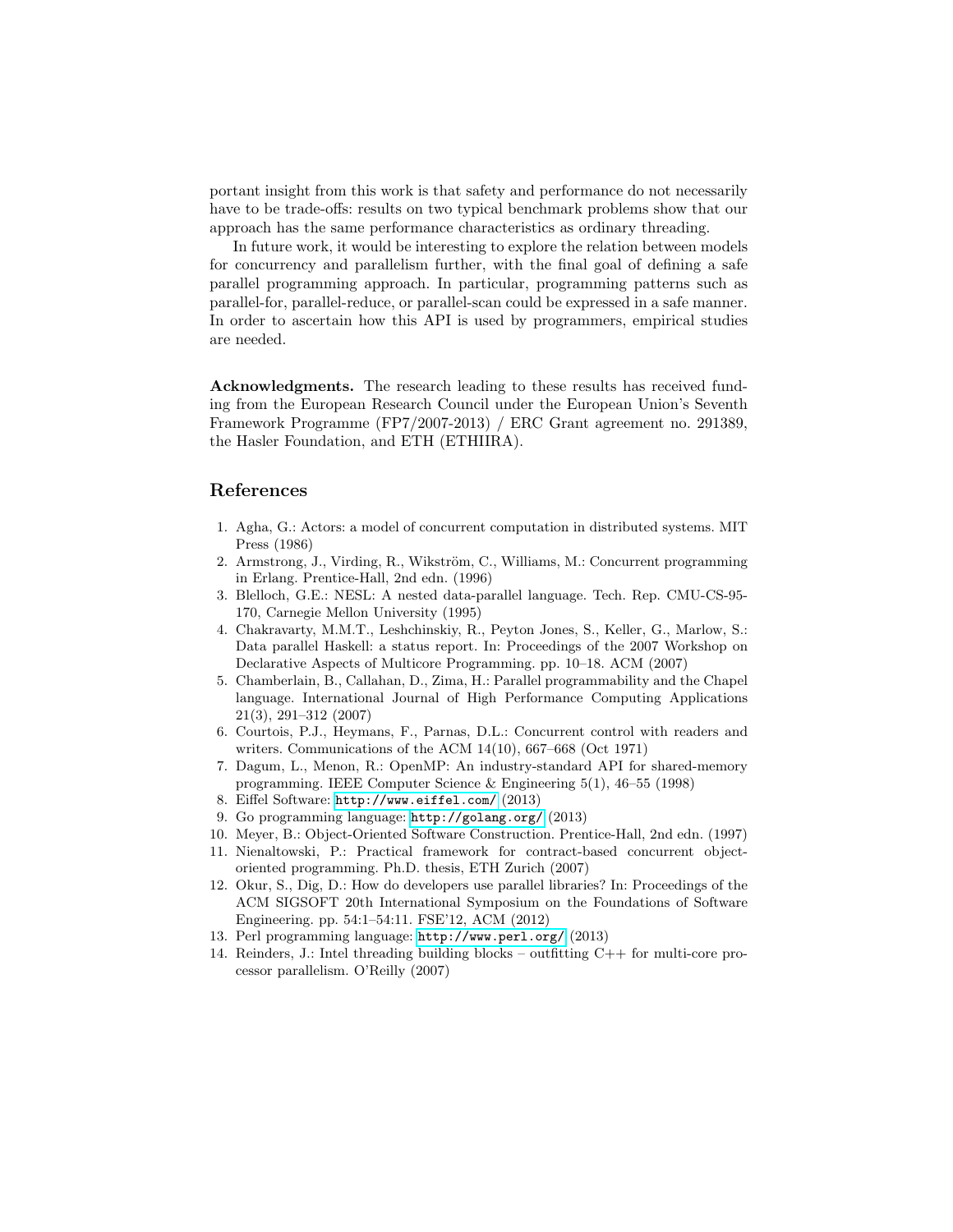portant insight from this work is that safety and performance do not necessarily have to be trade-offs: results on two typical benchmark problems show that our approach has the same performance characteristics as ordinary threading.

In future work, it would be interesting to explore the relation between models for concurrency and parallelism further, with the final goal of defining a safe parallel programming approach. In particular, programming patterns such as parallel-for, parallel-reduce, or parallel-scan could be expressed in a safe manner. In order to ascertain how this API is used by programmers, empirical studies are needed.

**Acknowledgments.** The research leading to these results has received funding from the European Research Council under the European Union's Seventh Framework Programme (FP7/2007-2013) / ERC Grant agreement no. 291389, the Hasler Foundation, and ETH (ETHIIRA).

## References

1. Agha, G.: Actors: a model of concurrent computation in distributed systems. MIT Press (1986)
2. Armstrong, J., Virding, R., Wikström, C., Williams, M.: Concurrent programming in Erlang. Prentice-Hall, 2nd edn. (1996)
3. Blelloch, G.E.: NESL: A nested data-parallel language. Tech. Rep. CMU-CS-95-170, Carnegie Mellon University (1995)
4. Chakravarty, M.M.T., Leshchinskiy, R., Peyton Jones, S., Keller, G., Marlow, S.: Data parallel Haskell: a status report. In: Proceedings of the 2007 Workshop on Declarative Aspects of Multicore Programming. pp. 10–18. ACM (2007)
5. Chamberlain, B., Callahan, D., Zima, H.: Parallel programmability and the Chapel language. International Journal of High Performance Computing Applications 21(3), 291–312 (2007)
6. Courtois, P.J., Heymans, F., Parnas, D.L.: Concurrent control with readers and writers. Communications of the ACM 14(10), 667–668 (Oct 1971)
7. Dagum, L., Menon, R.: OpenMP: An industry-standard API for shared-memory programming. IEEE Computer Science & Engineering 5(1), 46–55 (1998)
8. Eiffel Software: `http://www.eiffel.com/` (2013)
9. Go programming language: `http://golang.org/` (2013)
10. Meyer, B.: Object-Oriented Software Construction. Prentice-Hall, 2nd edn. (1997)
11. Nienaltowski, P.: Practical framework for contract-based concurrent object-oriented programming. Ph.D. thesis, ETH Zurich (2007)
12. Okur, S., Dig, D.: How do developers use parallel libraries? In: Proceedings of the ACM SIGSOFT 20th International Symposium on the Foundations of Software Engineering. pp. 54:1–54:11. FSE'12, ACM (2012)
13. Perl programming language: `http://www.perl.org/` (2013)
14. Reinders, J.: Intel threading building blocks – outfitting C++ for multi-core processor parallelism. O'Reilly (2007)